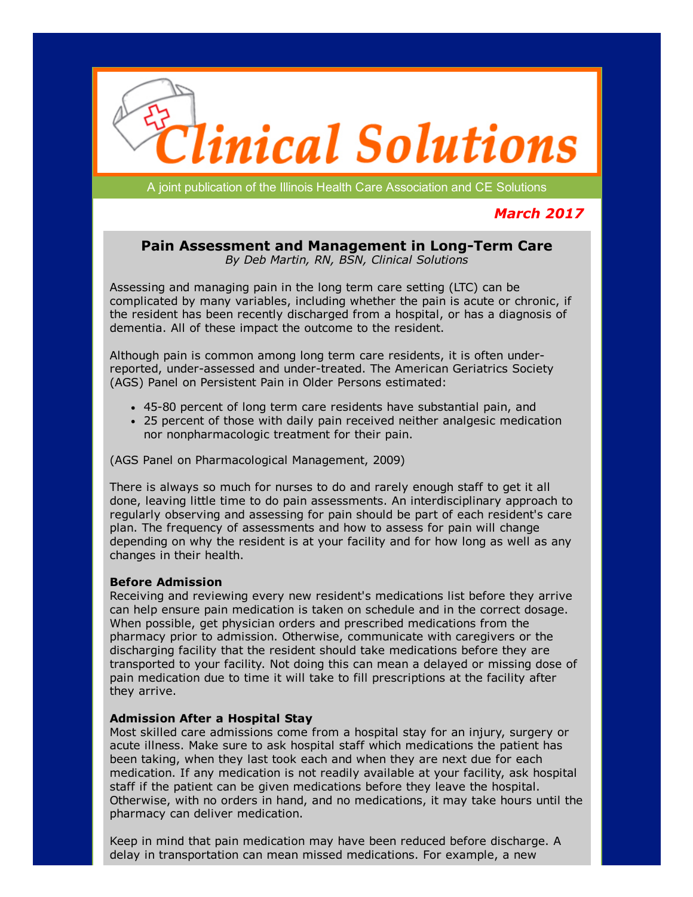# Clinical Solutions

A joint publication of the Illinois Health Care Association and CE Solutions

*March 2017*

## Pain Assessment and Management in Long-Term Care

*By Deb Martin, RN, BSN, Clinical Solutions*

Assessing and managing pain in the long term care setting (LTC) can be complicated by many variables, including whether the pain is acute or chronic, if the resident has been recently discharged from a hospital, or has a diagnosis of dementia. All of these impact the outcome to the resident.

Although pain is common among long term care residents, it is often under-reported, under-assessed and under-treated. The American Geriatrics Society (AGS) Panel on Persistent Pain in Older Persons estimated:

- 45-80 percent of long term care residents have substantial pain, and
- 25 percent of those with daily pain received neither analgesic medication nor nonpharmacologic treatment for their pain.

(AGS Panel on Pharmacological Management, 2009)

There is always so much for nurses to do and rarely enough staff to get it all done, leaving little time to do pain assessments. An interdisciplinary approach to regularly observing and assessing for pain should be part of each resident's care plan. The frequency of assessments and how to assess for pain will change depending on why the resident is at your facility and for how long as well as any changes in their health.

**Before Admission**

Receiving and reviewing every new resident's medications list before they arrive can help ensure pain medication is taken on schedule and in the correct dosage. When possible, get physician orders and prescribed medications from the pharmacy prior to admission. Otherwise, communicate with caregivers or the discharging facility that the resident should take medications before they are transported to your facility. Not doing this can mean a delayed or missing dose of pain medication due to time it will take to fill prescriptions at the facility after they arrive.

**Admission After a Hospital Stay**

Most skilled care admissions come from a hospital stay for an injury, surgery or acute illness. Make sure to ask hospital staff which medications the patient has been taking, when they last took each and when they are next due for each medication. If any medication is not readily available at your facility, ask hospital staff if the patient can be given medications before they leave the hospital. Otherwise, with no orders in hand, and no medications, it may take hours until the pharmacy can deliver medication.

Keep in mind that pain medication may have been reduced before discharge. A delay in transportation can mean missed medications. For example, a new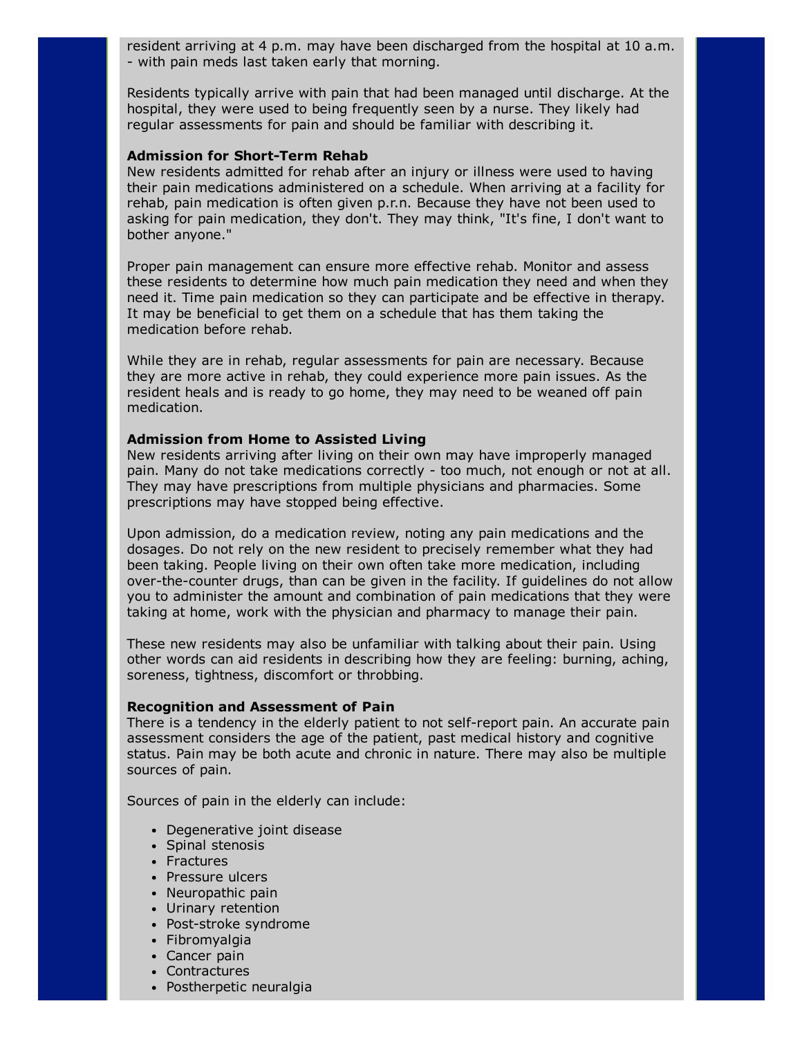resident arriving at 4 p.m. may have been discharged from the hospital at 10 a.m. - with pain meds last taken early that morning.

Residents typically arrive with pain that had been managed until discharge. At the hospital, they were used to being frequently seen by a nurse. They likely had regular assessments for pain and should be familiar with describing it.

**Admission for Short-Term Rehab**

New residents admitted for rehab after an injury or illness were used to having their pain medications administered on a schedule. When arriving at a facility for rehab, pain medication is often given p.r.n. Because they have not been used to asking for pain medication, they don't. They may think, "It's fine, I don't want to bother anyone."

Proper pain management can ensure more effective rehab. Monitor and assess these residents to determine how much pain medication they need and when they need it. Time pain medication so they can participate and be effective in therapy. It may be beneficial to get them on a schedule that has them taking the medication before rehab.

While they are in rehab, regular assessments for pain are necessary. Because they are more active in rehab, they could experience more pain issues. As the resident heals and is ready to go home, they may need to be weaned off pain medication.

**Admission from Home to Assisted Living**

New residents arriving after living on their own may have improperly managed pain. Many do not take medications correctly - too much, not enough or not at all. They may have prescriptions from multiple physicians and pharmacies. Some prescriptions may have stopped being effective.

Upon admission, do a medication review, noting any pain medications and the dosages. Do not rely on the new resident to precisely remember what they had been taking. People living on their own often take more medication, including over-the-counter drugs, than can be given in the facility. If guidelines do not allow you to administer the amount and combination of pain medications that they were taking at home, work with the physician and pharmacy to manage their pain.

These new residents may also be unfamiliar with talking about their pain. Using other words can aid residents in describing how they are feeling: burning, aching, soreness, tightness, discomfort or throbbing.

**Recognition and Assessment of Pain**

There is a tendency in the elderly patient to not self-report pain. An accurate pain assessment considers the age of the patient, past medical history and cognitive status. Pain may be both acute and chronic in nature. There may also be multiple sources of pain.

Sources of pain in the elderly can include:

- Degenerative joint disease
- Spinal stenosis
- Fractures
- Pressure ulcers
- Neuropathic pain
- Urinary retention
- Post-stroke syndrome
- Fibromyalgia
- Cancer pain
- Contractures
- Postherpetic neuralgia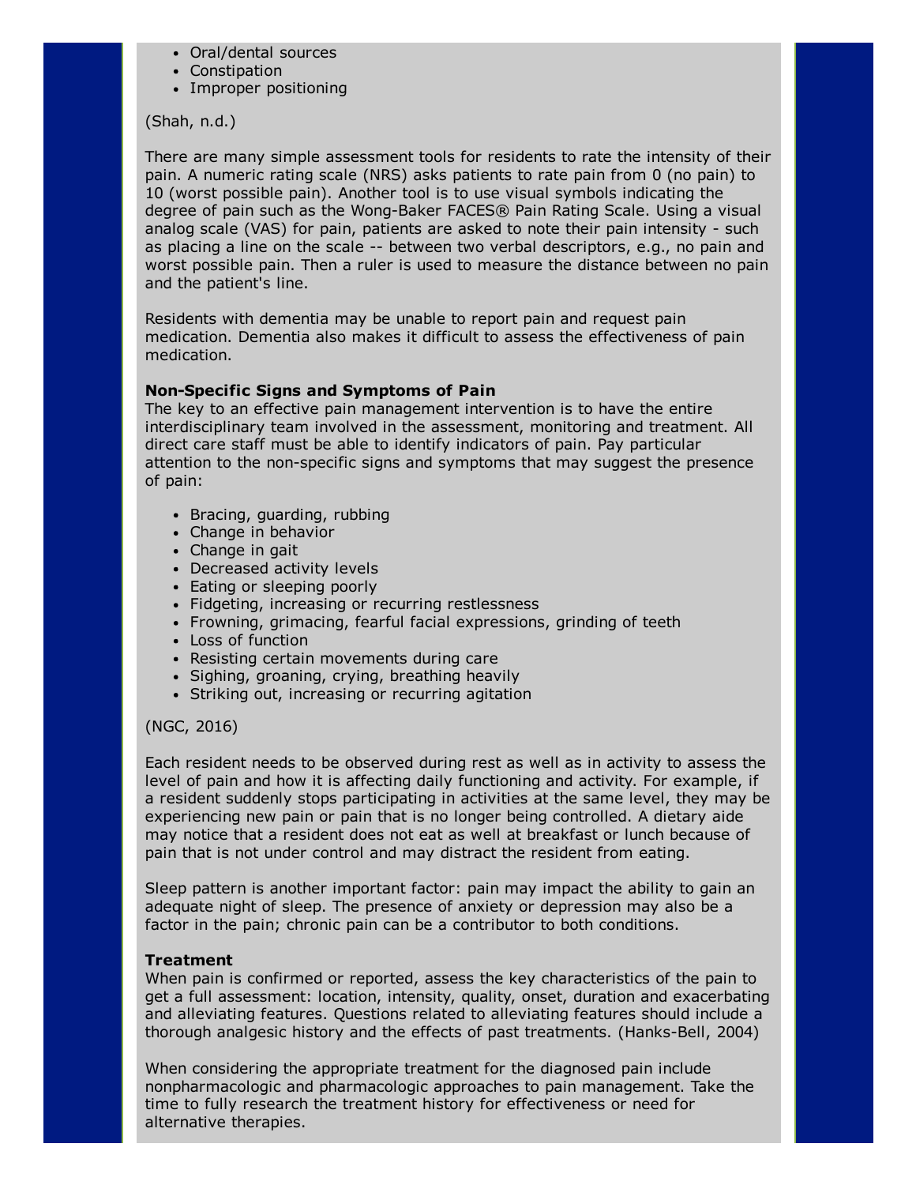- Oral/dental sources
- Constipation
- Improper positioning

(Shah, n.d.)

There are many simple assessment tools for residents to rate the intensity of their pain. A numeric rating scale (NRS) asks patients to rate pain from 0 (no pain) to 10 (worst possible pain). Another tool is to use visual symbols indicating the degree of pain such as the Wong-Baker FACES® Pain Rating Scale. Using a visual analog scale (VAS) for pain, patients are asked to note their pain intensity - such as placing a line on the scale -- between two verbal descriptors, e.g., no pain and worst possible pain. Then a ruler is used to measure the distance between no pain and the patient's line.

Residents with dementia may be unable to report pain and request pain medication. Dementia also makes it difficult to assess the effectiveness of pain medication.

**Non-Specific Signs and Symptoms of Pain**

The key to an effective pain management intervention is to have the entire interdisciplinary team involved in the assessment, monitoring and treatment. All direct care staff must be able to identify indicators of pain. Pay particular attention to the non-specific signs and symptoms that may suggest the presence of pain:

- Bracing, guarding, rubbing
- Change in behavior
- Change in gait
- Decreased activity levels
- Eating or sleeping poorly
- Fidgeting, increasing or recurring restlessness
- Frowning, grimacing, fearful facial expressions, grinding of teeth
- Loss of function
- Resisting certain movements during care
- Sighing, groaning, crying, breathing heavily
- Striking out, increasing or recurring agitation

(NGC, 2016)

Each resident needs to be observed during rest as well as in activity to assess the level of pain and how it is affecting daily functioning and activity. For example, if a resident suddenly stops participating in activities at the same level, they may be experiencing new pain or pain that is no longer being controlled. A dietary aide may notice that a resident does not eat as well at breakfast or lunch because of pain that is not under control and may distract the resident from eating.

Sleep pattern is another important factor: pain may impact the ability to gain an adequate night of sleep. The presence of anxiety or depression may also be a factor in the pain; chronic pain can be a contributor to both conditions.

**Treatment**

When pain is confirmed or reported, assess the key characteristics of the pain to get a full assessment: location, intensity, quality, onset, duration and exacerbating and alleviating features. Questions related to alleviating features should include a thorough analgesic history and the effects of past treatments. (Hanks-Bell, 2004)

When considering the appropriate treatment for the diagnosed pain include nonpharmacologic and pharmacologic approaches to pain management. Take the time to fully research the treatment history for effectiveness or need for alternative therapies.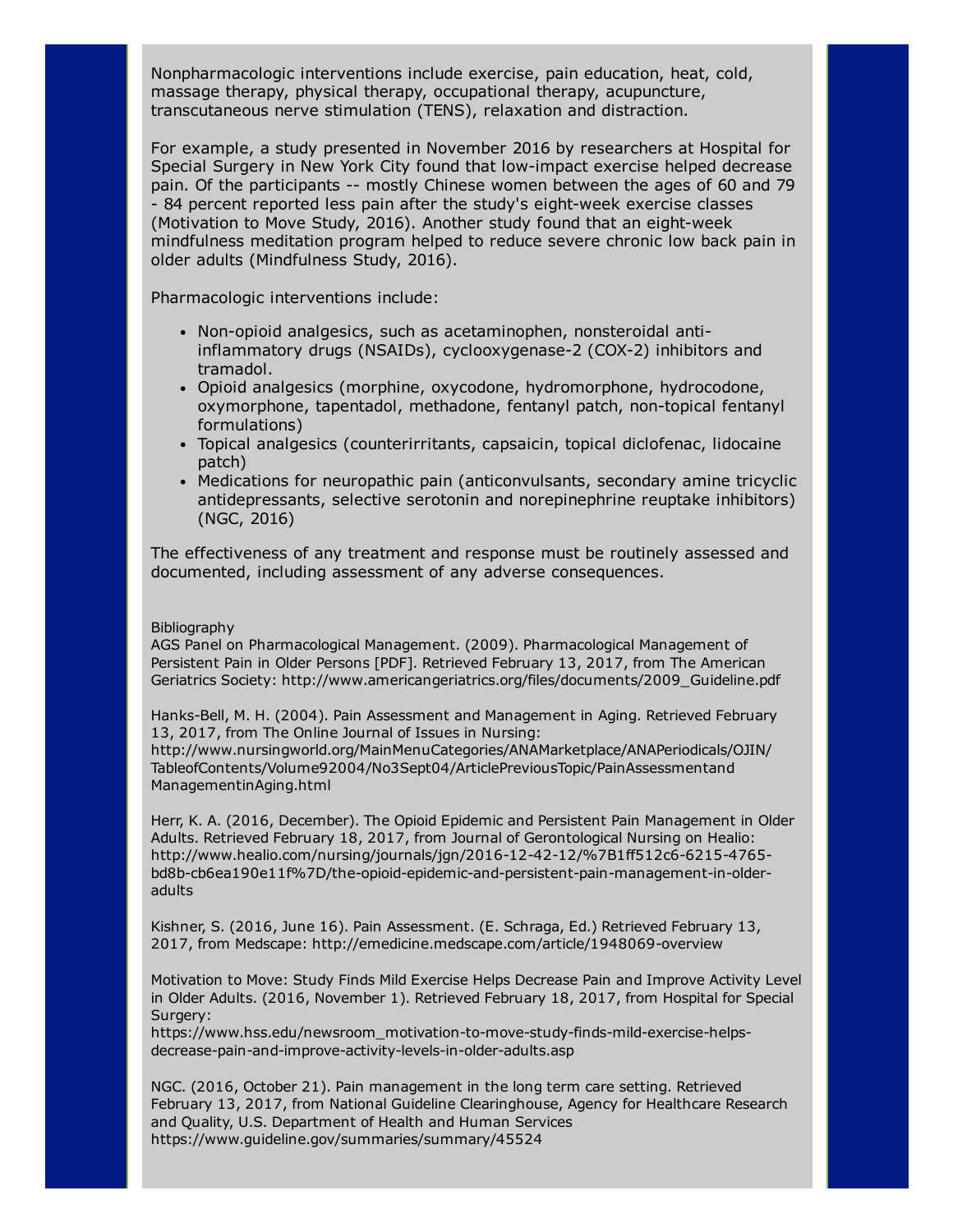Nonpharmacologic interventions include exercise, pain education, heat, cold, massage therapy, physical therapy, occupational therapy, acupuncture, transcutaneous nerve stimulation (TENS), relaxation and distraction.

For example, a study presented in November 2016 by researchers at Hospital for Special Surgery in New York City found that low-impact exercise helped decrease pain. Of the participants -- mostly Chinese women between the ages of 60 and 79 - 84 percent reported less pain after the study's eight-week exercise classes (Motivation to Move Study, 2016). Another study found that an eight-week mindfulness meditation program helped to reduce severe chronic low back pain in older adults (Mindfulness Study, 2016).

Pharmacologic interventions include:

- Non-opioid analgesics, such as acetaminophen, nonsteroidal anti-inflammatory drugs (NSAIDs), cyclooxygenase-2 (COX-2) inhibitors and tramadol.
- Opioid analgesics (morphine, oxycodone, hydromorphone, hydrocodone, oxymorphone, tapentadol, methadone, fentanyl patch, non-topical fentanyl formulations)
- Topical analgesics (counterirritants, capsaicin, topical diclofenac, lidocaine patch)
- Medications for neuropathic pain (anticonvulsants, secondary amine tricyclic antidepressants, selective serotonin and norepinephrine reuptake inhibitors) (NGC, 2016)

The effectiveness of any treatment and response must be routinely assessed and documented, including assessment of any adverse consequences.

Bibliography

AGS Panel on Pharmacological Management. (2009). Pharmacological Management of Persistent Pain in Older Persons [PDF]. Retrieved February 13, 2017, from The American Geriatrics Society: http://www.americangeriatrics.org/files/documents/2009_Guideline.pdf

Hanks-Bell, M. H. (2004). Pain Assessment and Management in Aging. Retrieved February 13, 2017, from The Online Journal of Issues in Nursing: http://www.nursingworld.org/MainMenuCategories/ANAMarketplace/ANAPeriodicals/OJIN/TableofContents/Volume92004/No3Sept04/ArticlePreviousTopic/PainAssessmentandManagementinAging.html

Herr, K. A. (2016, December). The Opioid Epidemic and Persistent Pain Management in Older Adults. Retrieved February 18, 2017, from Journal of Gerontological Nursing on Healio: http://www.healio.com/nursing/journals/jgn/2016-12-42-12/%7B1ff512c6-6215-4765-bd8b-cb6ea190e11f%7D/the-opioid-epidemic-and-persistent-pain-management-in-older-adults

Kishner, S. (2016, June 16). Pain Assessment. (E. Schraga, Ed.) Retrieved February 13, 2017, from Medscape: http://emedicine.medscape.com/article/1948069-overview

Motivation to Move: Study Finds Mild Exercise Helps Decrease Pain and Improve Activity Level in Older Adults. (2016, November 1). Retrieved February 18, 2017, from Hospital for Special Surgery: https://www.hss.edu/newsroom_motivation-to-move-study-finds-mild-exercise-helps-decrease-pain-and-improve-activity-levels-in-older-adults.asp

NGC. (2016, October 21). Pain management in the long term care setting. Retrieved February 13, 2017, from National Guideline Clearinghouse, Agency for Healthcare Research and Quality, U.S. Department of Health and Human Services https://www.guideline.gov/summaries/summary/45524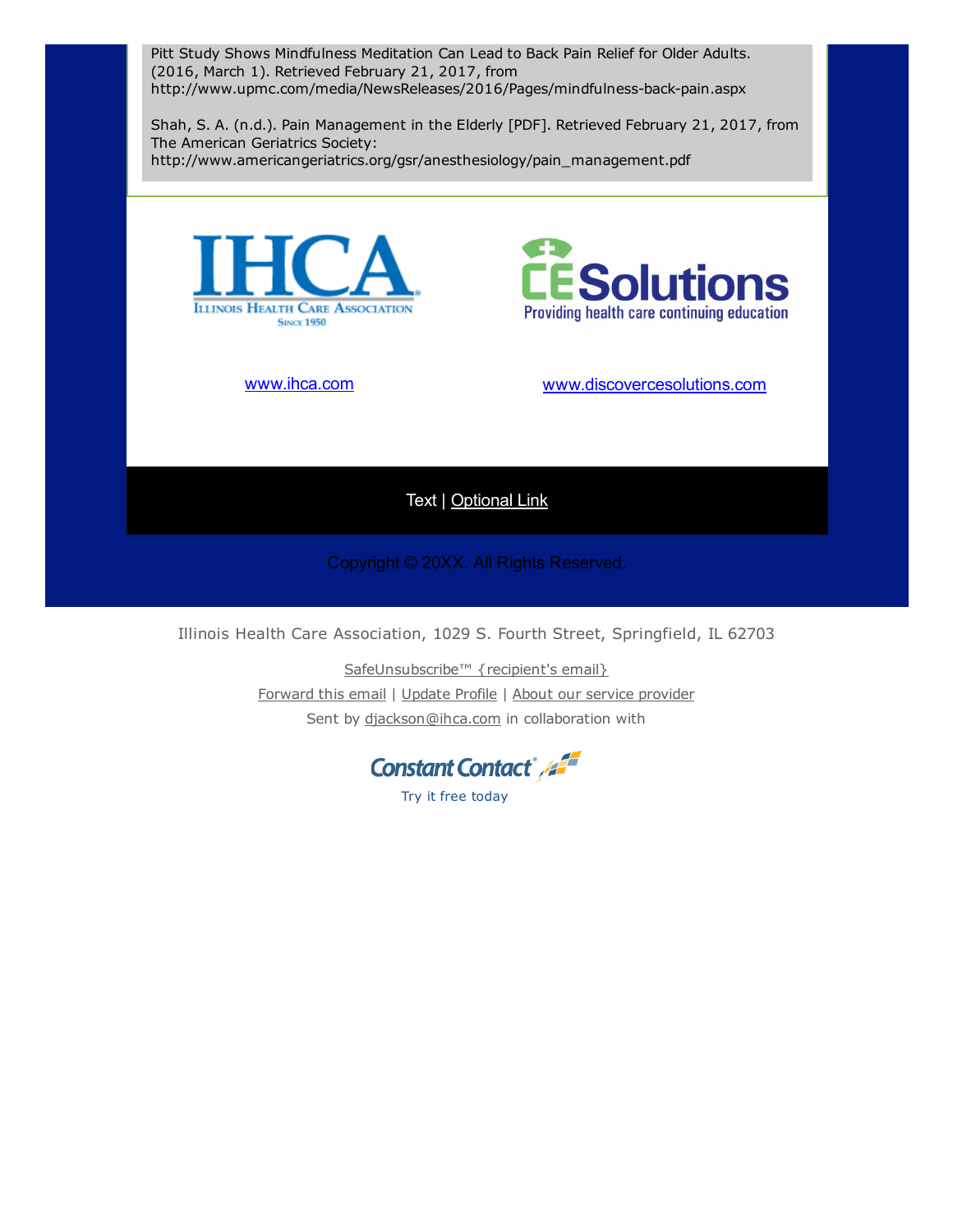Pitt Study Shows Mindfulness Meditation Can Lead to Back Pain Relief for Older Adults. (2016, March 1). Retrieved February 21, 2017, from http://www.upmc.com/media/NewsReleases/2016/Pages/mindfulness-back-pain.aspx

Shah, S. A. (n.d.). Pain Management in the Elderly [PDF]. Retrieved February 21, 2017, from The American Geriatrics Society: http://www.americangeriatrics.org/gsr/anesthesiology/pain_management.pdf

IHCA
Illinois Health Care Association
Since 1950

CE Solutions
Providing health care continuing education

www.ihca.com

www.discovercesolutions.com

Text | Optional Link

Copyright © 20XX. All Rights Reserved.

Illinois Health Care Association, 1029 S. Fourth Street, Springfield, IL 62703

SafeUnsubscribe™ {recipient's email}

Forward this email | Update Profile | About our service provider

Sent by djackson@ihca.com in collaboration with

Constant Contact

Try it free today